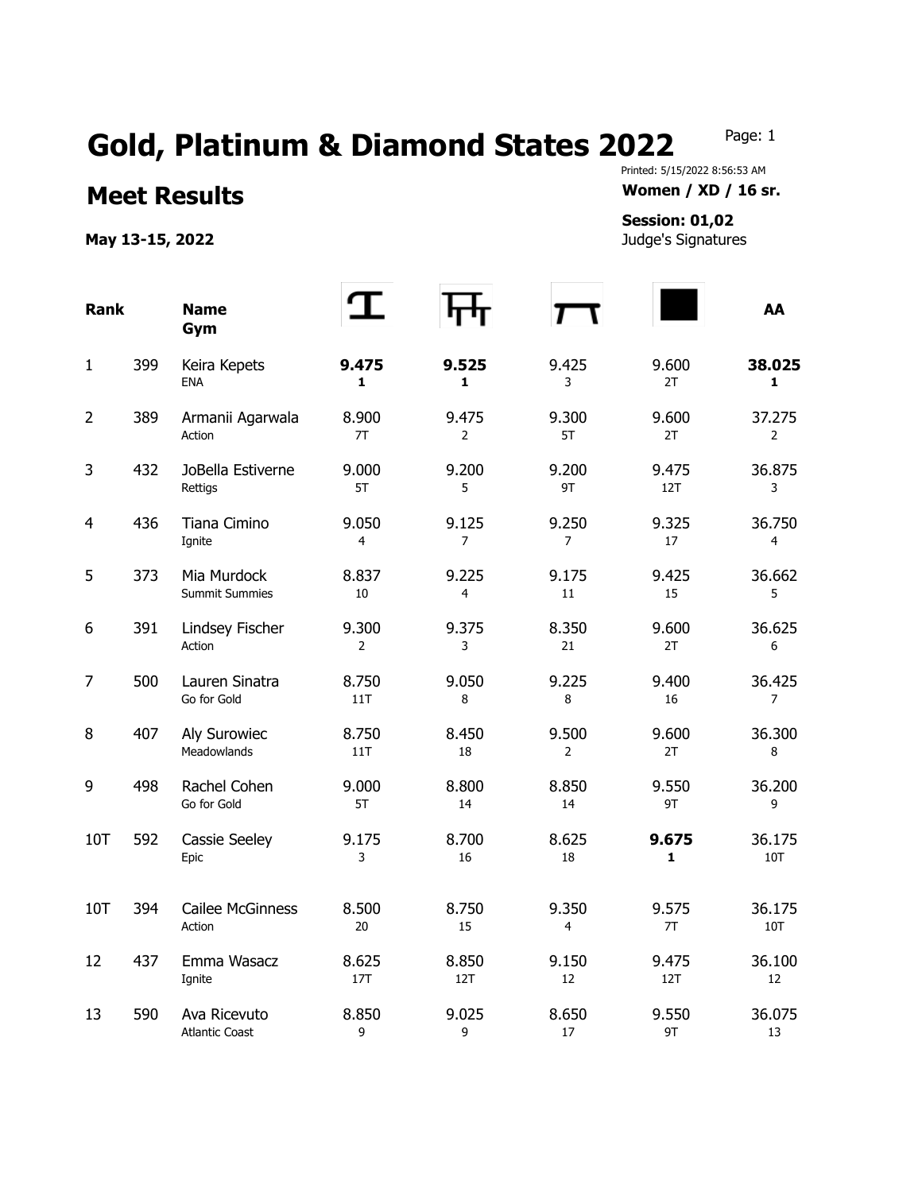# Gold, Platinum & Diamond States 2022

## Meet Results

**May 13-15, 2022**

Printed: 5/15/2022 8:56:53 AM

**Women / XD / 16 sr.**

**Session: 01,02**

Judge's Signatures

| Rank | | Name / Gym | Vault | Bars | Beam | Floor | AA |
|---|---|---|---|---|---|---|---|
| 1 | 399 | Keira Kepets<br>ENA | **9.475**<br>**1** | **9.525**<br>**1** | 9.425<br>3 | 9.600<br>2T | **38.025**<br>**1** |
| 2 | 389 | Armanii Agarwala<br>Action | 8.900<br>7T | 9.475<br>2 | 9.300<br>5T | 9.600<br>2T | 37.275<br>2 |
| 3 | 432 | JoBella Estiverne<br>Rettigs | 9.000<br>5T | 9.200<br>5 | 9.200<br>9T | 9.475<br>12T | 36.875<br>3 |
| 4 | 436 | Tiana Cimino<br>Ignite | 9.050<br>4 | 9.125<br>7 | 9.250<br>7 | 9.325<br>17 | 36.750<br>4 |
| 5 | 373 | Mia Murdock<br>Summit Summies | 8.837<br>10 | 9.225<br>4 | 9.175<br>11 | 9.425<br>15 | 36.662<br>5 |
| 6 | 391 | Lindsey Fischer<br>Action | 9.300<br>2 | 9.375<br>3 | 8.350<br>21 | 9.600<br>2T | 36.625<br>6 |
| 7 | 500 | Lauren Sinatra<br>Go for Gold | 8.750<br>11T | 9.050<br>8 | 9.225<br>8 | 9.400<br>16 | 36.425<br>7 |
| 8 | 407 | Aly Surowiec<br>Meadowlands | 8.750<br>11T | 8.450<br>18 | 9.500<br>2 | 9.600<br>2T | 36.300<br>8 |
| 9 | 498 | Rachel Cohen<br>Go for Gold | 9.000<br>5T | 8.800<br>14 | 8.850<br>14 | 9.550<br>9T | 36.200<br>9 |
| 10T | 592 | Cassie Seeley<br>Epic | 9.175<br>3 | 8.700<br>16 | 8.625<br>18 | **9.675**<br>**1** | 36.175<br>10T |
| 10T | 394 | Cailee McGinness<br>Action | 8.500<br>20 | 8.750<br>15 | 9.350<br>4 | 9.575<br>7T | 36.175<br>10T |
| 12 | 437 | Emma Wasacz<br>Ignite | 8.625<br>17T | 8.850<br>12T | 9.150<br>12 | 9.475<br>12T | 36.100<br>12 |
| 13 | 590 | Ava Ricevuto<br>Atlantic Coast | 8.850<br>9 | 9.025<br>9 | 8.650<br>17 | 9.550<br>9T | 36.075<br>13 |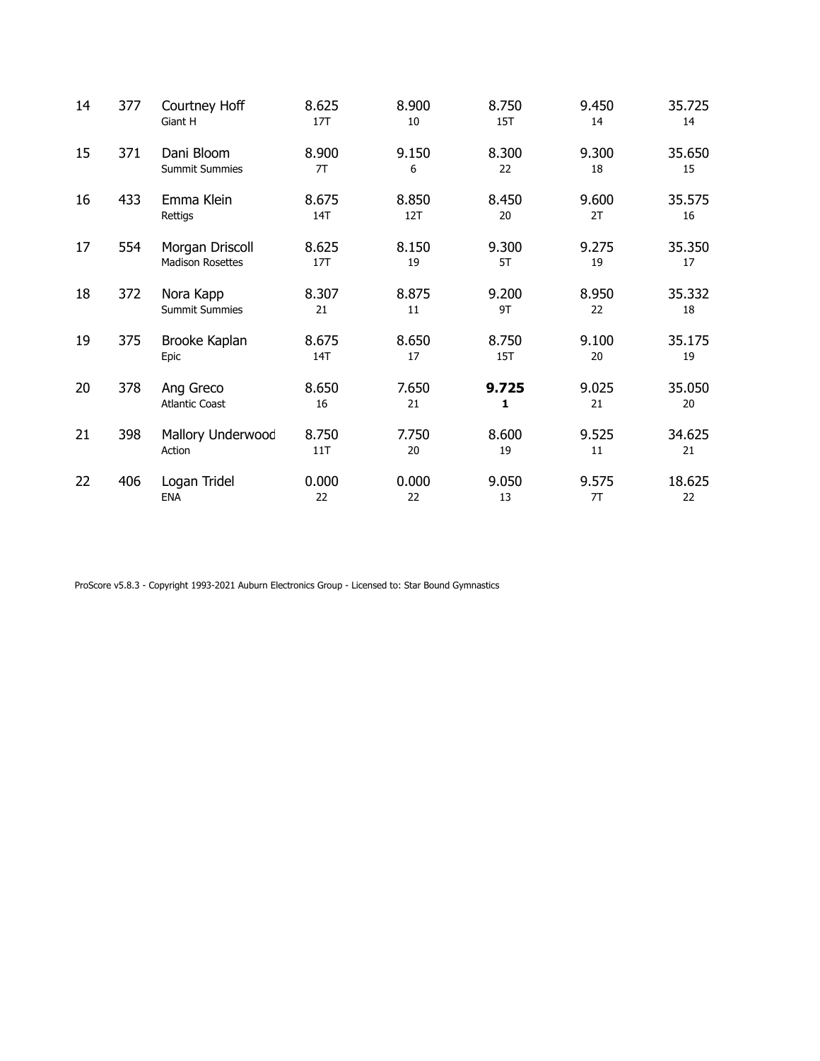| | | | | | | | |
|---|---|---|---|---|---|---|---|
| 14 | 377 | Courtney Hoff<br>Giant H | 8.625<br>17T | 8.900<br>10 | 8.750<br>15T | 9.450<br>14 | 35.725<br>14 |
| 15 | 371 | Dani Bloom<br>Summit Summies | 8.900<br>7T | 9.150<br>6 | 8.300<br>22 | 9.300<br>18 | 35.650<br>15 |
| 16 | 433 | Emma Klein<br>Rettigs | 8.675<br>14T | 8.850<br>12T | 8.450<br>20 | 9.600<br>2T | 35.575<br>16 |
| 17 | 554 | Morgan Driscoll<br>Madison Rosettes | 8.625<br>17T | 8.150<br>19 | 9.300<br>5T | 9.275<br>19 | 35.350<br>17 |
| 18 | 372 | Nora Kapp<br>Summit Summies | 8.307<br>21 | 8.875<br>11 | 9.200<br>9T | 8.950<br>22 | 35.332<br>18 |
| 19 | 375 | Brooke Kaplan<br>Epic | 8.675<br>14T | 8.650<br>17 | 8.750<br>15T | 9.100<br>20 | 35.175<br>19 |
| 20 | 378 | Ang Greco<br>Atlantic Coast | 8.650<br>16 | 7.650<br>21 | **9.725**<br>**1** | 9.025<br>21 | 35.050<br>20 |
| 21 | 398 | Mallory Underwood<br>Action | 8.750<br>11T | 7.750<br>20 | 8.600<br>19 | 9.525<br>11 | 34.625<br>21 |
| 22 | 406 | Logan Tridel<br>ENA | 0.000<br>22 | 0.000<br>22 | 9.050<br>13 | 9.575<br>7T | 18.625<br>22 |

ProScore v5.8.3 - Copyright 1993-2021 Auburn Electronics Group - Licensed to: Star Bound Gymnastics